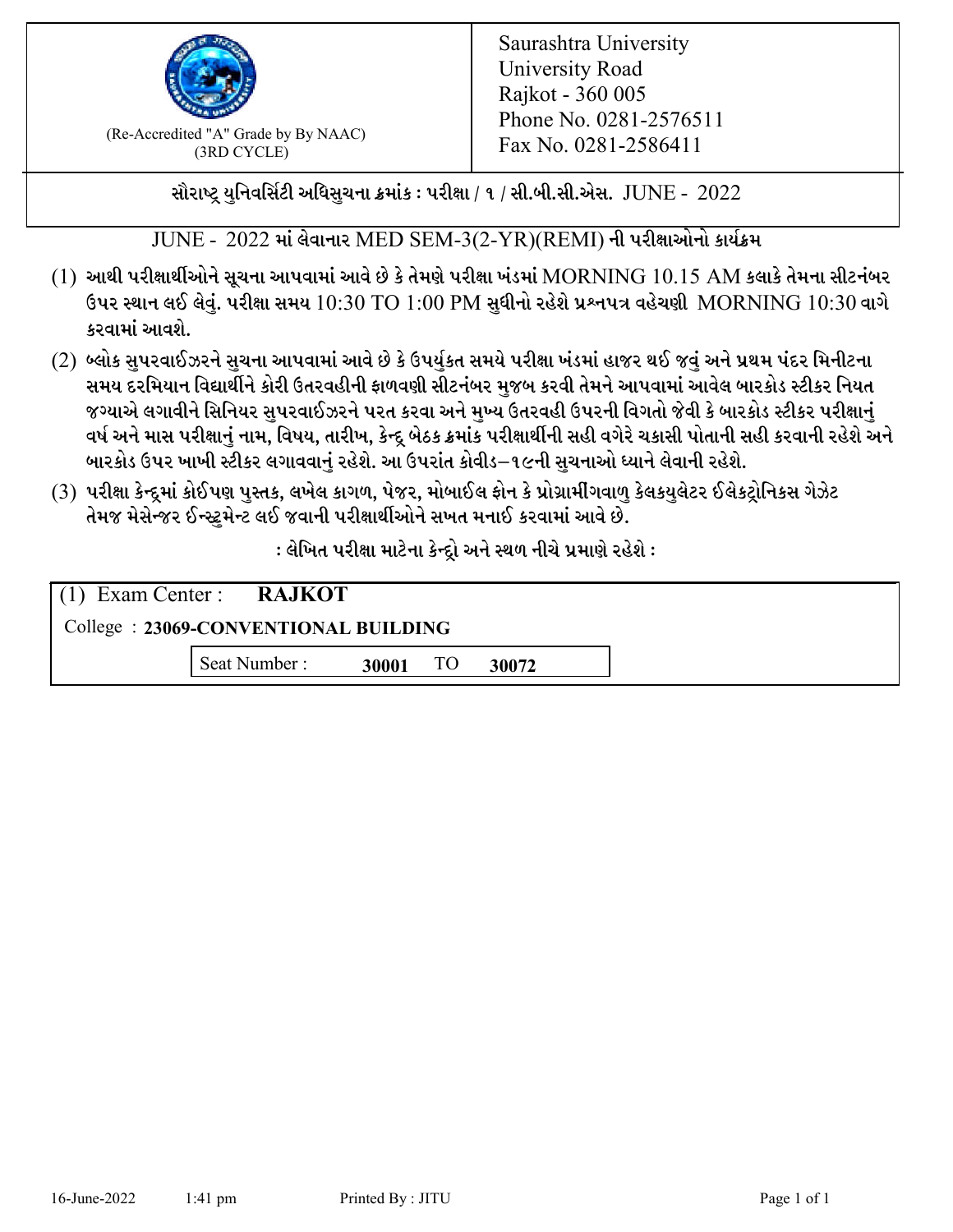(Re-Accredited "A" Grade by By NAAC)
(3RD CYCLE)

Saurashtra University
University Road
Rajkot - 360 005
Phone No. 0281-2576511
Fax No. 0281-2586411

**સૌરાષ્ટ્ર યુનિવર્સિટી અધિસુચના ક્રમાંક : પરીક્ષા / ૧ / સી.બી.સી.એસ. JUNE - 2022**

JUNE - 2022 માં લેવાનાર MED SEM-3(2-YR)(REMI) ની પરીક્ષાઓનો કાર્યક્રમ

(1) આથી પરીક્ષાર્થીઓને સૂચના આપવામાં આવે છે કે તેમણે પરીક્ષા ખંડમાં MORNING 10.15 AM કલાકે તેમના સીટનંબર ઉપર સ્થાન લઈ લેવું. પરીક્ષા સમય 10:30 TO 1:00 PM સુધીનો રહેશે પ્રશ્નપત્ર વહેચણી MORNING 10:30 વાગે કરવામાં આવશે.

(2) બ્લોક સુપરવાઈઝરને સુચના આપવામાં આવે છે કે ઉપર્યુકત સમયે પરીક્ષા ખંડમાં હાજર થઈ જવું અને પ્રથમ પંદર મિનીટના સમય દરમિયાન વિદ્યાર્થીને કોરી ઉતરવહીની ફાળવણી સીટનંબર મુજબ કરવી તેમને આપવામાં આવેલ બારકોડ સ્ટીકર નિયત જગ્યાએ લગાવીને સિનિયર સુપરવાઈઝરને પરત કરવા અને મુખ્ય ઉતરવહી ઉપરની વિગતો જેવી કે બારકોડ સ્ટીકર પરીક્ષાનું વર્ષ અને માસ પરીક્ષાનું નામ, વિષય, તારીખ, કેન્દ્ર બેઠક ક્રમાંક પરીક્ષાર્થીની સહી વગેરે ચકાસી પોતાની સહી કરવાની રહેશે અને બારકોડ ઉપર ખાખી સ્ટીકર લગાવવાનું રહેશે. આ ઉપરાંત કોવીડ–૧૯ની સુચનાઓ ધ્યાને લેવાની રહેશે.

(3) પરીક્ષા કેન્દ્રમાં કોઈપણ પુસ્તક, લખેલ કાગળ, પેજર, મોબાઈલ ફોન કે પ્રોગ્રામીંગવાળુ કેલકયુલેટર ઈલેકટ્રોનિકસ ગેઝેટ તેમજ મેસેન્જર ઈન્સ્ટ્રુમેન્ટ લઈ જવાની પરીક્ષાર્થીઓને સખત મનાઈ કરવામાં આવે છે.

**: લેખિત પરીક્ષા માટેના કેન્દ્રો અને સ્થળ નીચે પ્રમાણે રહેશે :**

(1) Exam Center : **RAJKOT**

College : **23069-CONVENTIONAL BUILDING**

Seat Number : **30001** TO **30072**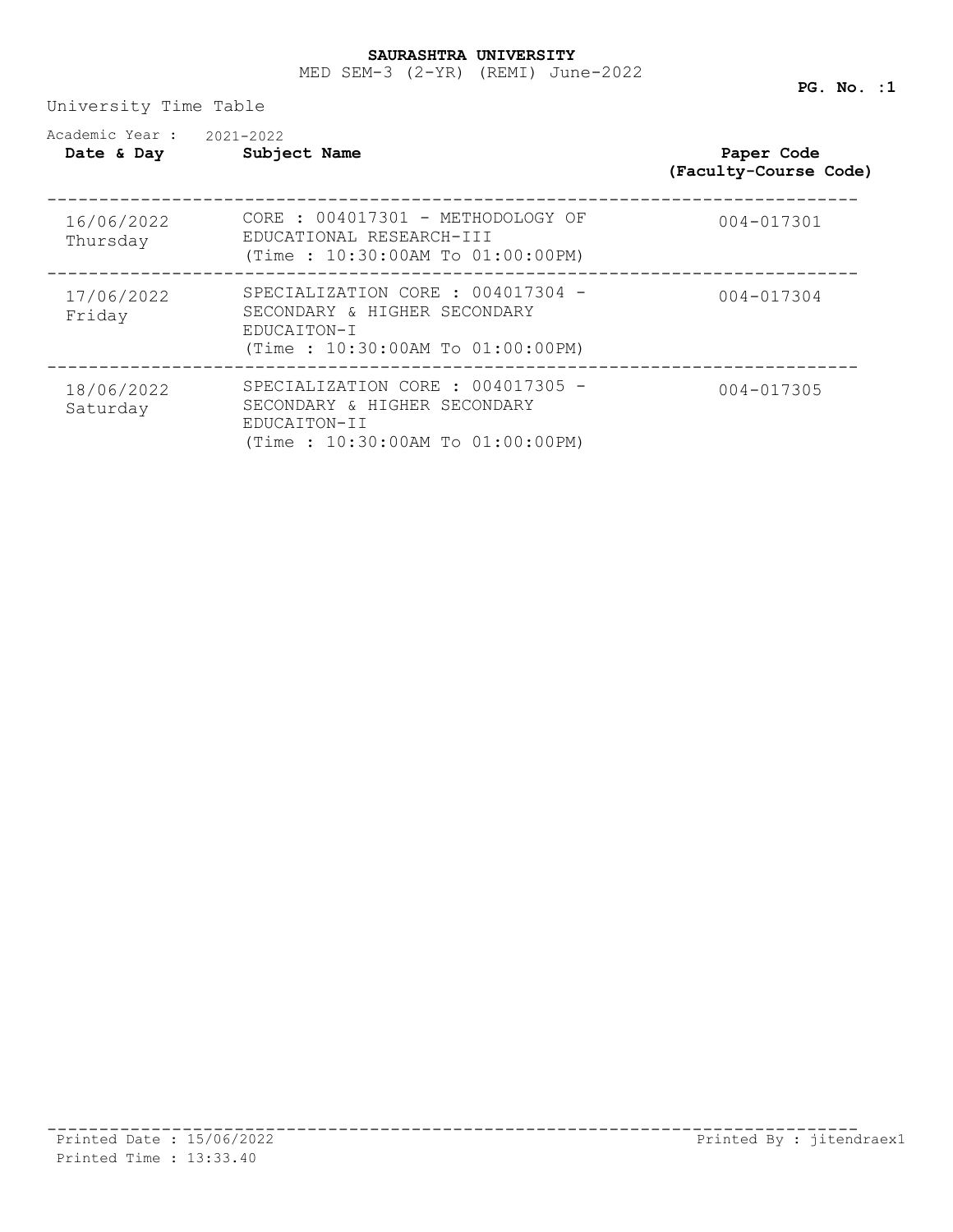**SAURASHTRA UNIVERSITY**

MED SEM-3 (2-YR) (REMI) June-2022

University Time Table

Academic Year : 2021-2022

| Date & Day | Subject Name | Paper Code (Faculty-Course Code) |
|---|---|---|
| 16/06/2022 Thursday | CORE : 004017301 - METHODOLOGY OF EDUCATIONAL RESEARCH-III (Time : 10:30:00AM To 01:00:00PM) | 004-017301 |
| 17/06/2022 Friday | SPECIALIZATION CORE : 004017304 - SECONDARY & HIGHER SECONDARY EDUCAITON-I (Time : 10:30:00AM To 01:00:00PM) | 004-017304 |
| 18/06/2022 Saturday | SPECIALIZATION CORE : 004017305 - SECONDARY & HIGHER SECONDARY EDUCAITON-II (Time : 10:30:00AM To 01:00:00PM) | 004-017305 |

Printed Date : 15/06/2022
Printed Time : 13:33.40

Printed By : jitendraex1